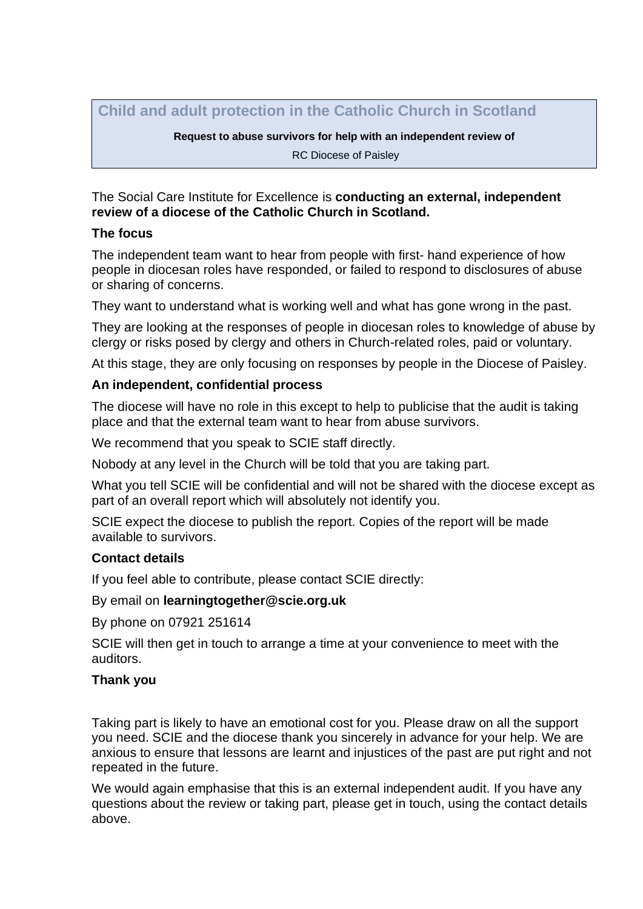## Child and adult protection in the Catholic Church in Scotland

**Request to abuse survivors for help with an independent review of**

RC Diocese of Paisley

The Social Care Institute for Excellence is **conducting an external, independent review of a diocese of the Catholic Church in Scotland.**

### The focus

The independent team want to hear from people with first- hand experience of how people in diocesan roles have responded, or failed to respond to disclosures of abuse or sharing of concerns.

They want to understand what is working well and what has gone wrong in the past.

They are looking at the responses of people in diocesan roles to knowledge of abuse by clergy or risks posed by clergy and others in Church-related roles, paid or voluntary.

At this stage, they are only focusing on responses by people in the Diocese of Paisley.

### An independent, confidential process

The diocese will have no role in this except to help to publicise that the audit is taking place and that the external team want to hear from abuse survivors.

We recommend that you speak to SCIE staff directly.

Nobody at any level in the Church will be told that you are taking part.

What you tell SCIE will be confidential and will not be shared with the diocese except as part of an overall report which will absolutely not identify you.

SCIE expect the diocese to publish the report. Copies of the report will be made available to survivors.

### Contact details

If you feel able to contribute, please contact SCIE directly:

By email on **learningtogether@scie.org.uk**

By phone on 07921 251614

SCIE will then get in touch to arrange a time at your convenience to meet with the auditors.

### Thank you

Taking part is likely to have an emotional cost for you. Please draw on all the support you need. SCIE and the diocese thank you sincerely in advance for your help. We are anxious to ensure that lessons are learnt and injustices of the past are put right and not repeated in the future.

We would again emphasise that this is an external independent audit. If you have any questions about the review or taking part, please get in touch, using the contact details above.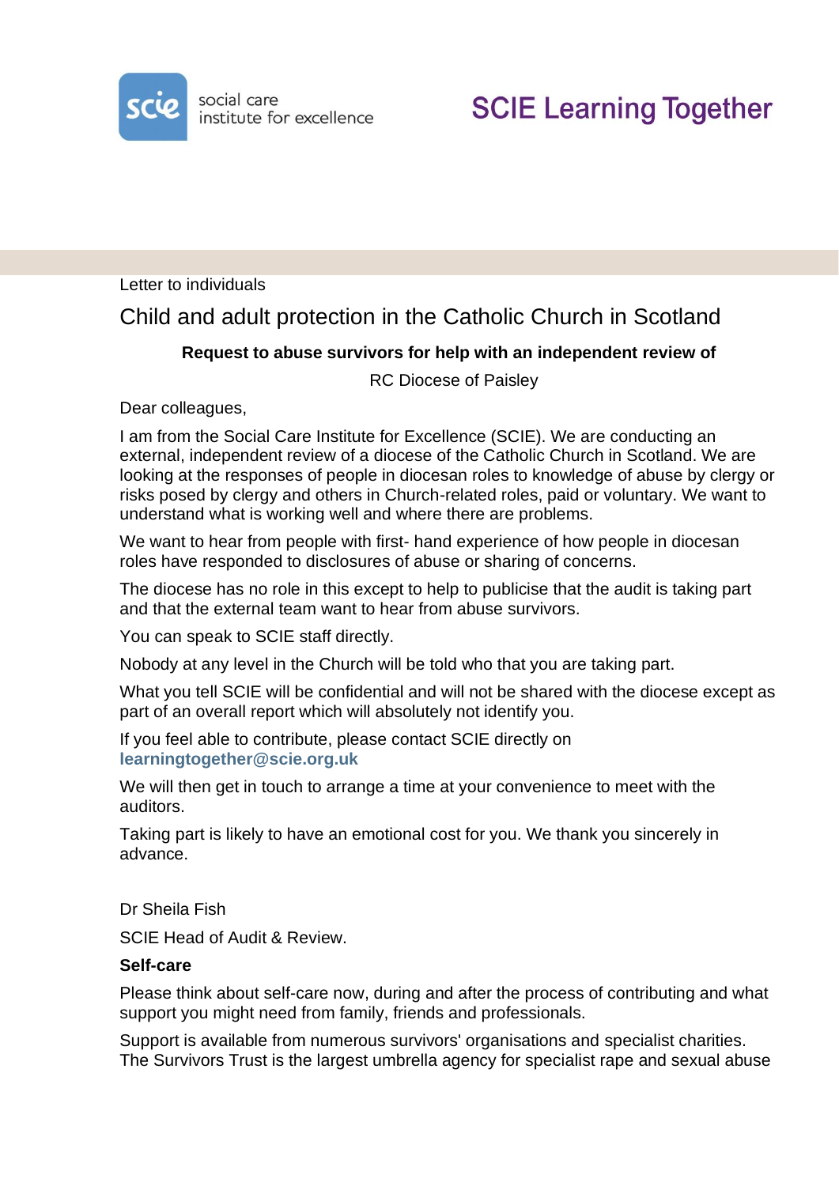social care institute for excellence

SCIE Learning Together

Letter to individuals

# Child and adult protection in the Catholic Church in Scotland

**Request to abuse survivors for help with an independent review of**

RC Diocese of Paisley

Dear colleagues,

I am from the Social Care Institute for Excellence (SCIE). We are conducting an external, independent review of a diocese of the Catholic Church in Scotland. We are looking at the responses of people in diocesan roles to knowledge of abuse by clergy or risks posed by clergy and others in Church-related roles, paid or voluntary. We want to understand what is working well and where there are problems.

We want to hear from people with first- hand experience of how people in diocesan roles have responded to disclosures of abuse or sharing of concerns.

The diocese has no role in this except to help to publicise that the audit is taking part and that the external team want to hear from abuse survivors.

You can speak to SCIE staff directly.

Nobody at any level in the Church will be told who that you are taking part.

What you tell SCIE will be confidential and will not be shared with the diocese except as part of an overall report which will absolutely not identify you.

If you feel able to contribute, please contact SCIE directly on **learningtogether@scie.org.uk**

We will then get in touch to arrange a time at your convenience to meet with the auditors.

Taking part is likely to have an emotional cost for you. We thank you sincerely in advance.

Dr Sheila Fish

SCIE Head of Audit & Review.

**Self-care**

Please think about self-care now, during and after the process of contributing and what support you might need from family, friends and professionals.

Support is available from numerous survivors' organisations and specialist charities. The Survivors Trust is the largest umbrella agency for specialist rape and sexual abuse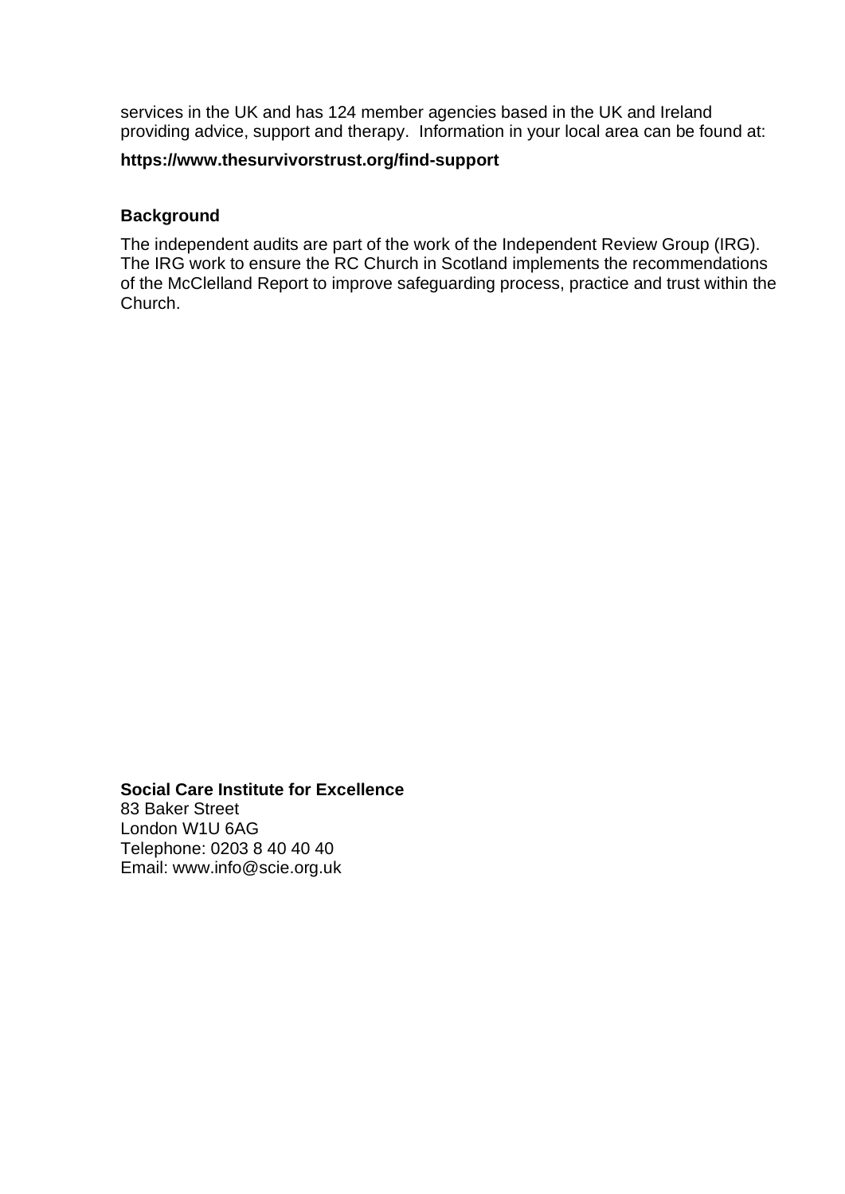services in the UK and has 124 member agencies based in the UK and Ireland providing advice, support and therapy. Information in your local area can be found at:

**https://www.thesurvivorstrust.org/find-support**

**Background**

The independent audits are part of the work of the Independent Review Group (IRG). The IRG work to ensure the RC Church in Scotland implements the recommendations of the McClelland Report to improve safeguarding process, practice and trust within the Church.

**Social Care Institute for Excellence**
83 Baker Street
London W1U 6AG
Telephone: 0203 8 40 40 40
Email: www.info@scie.org.uk